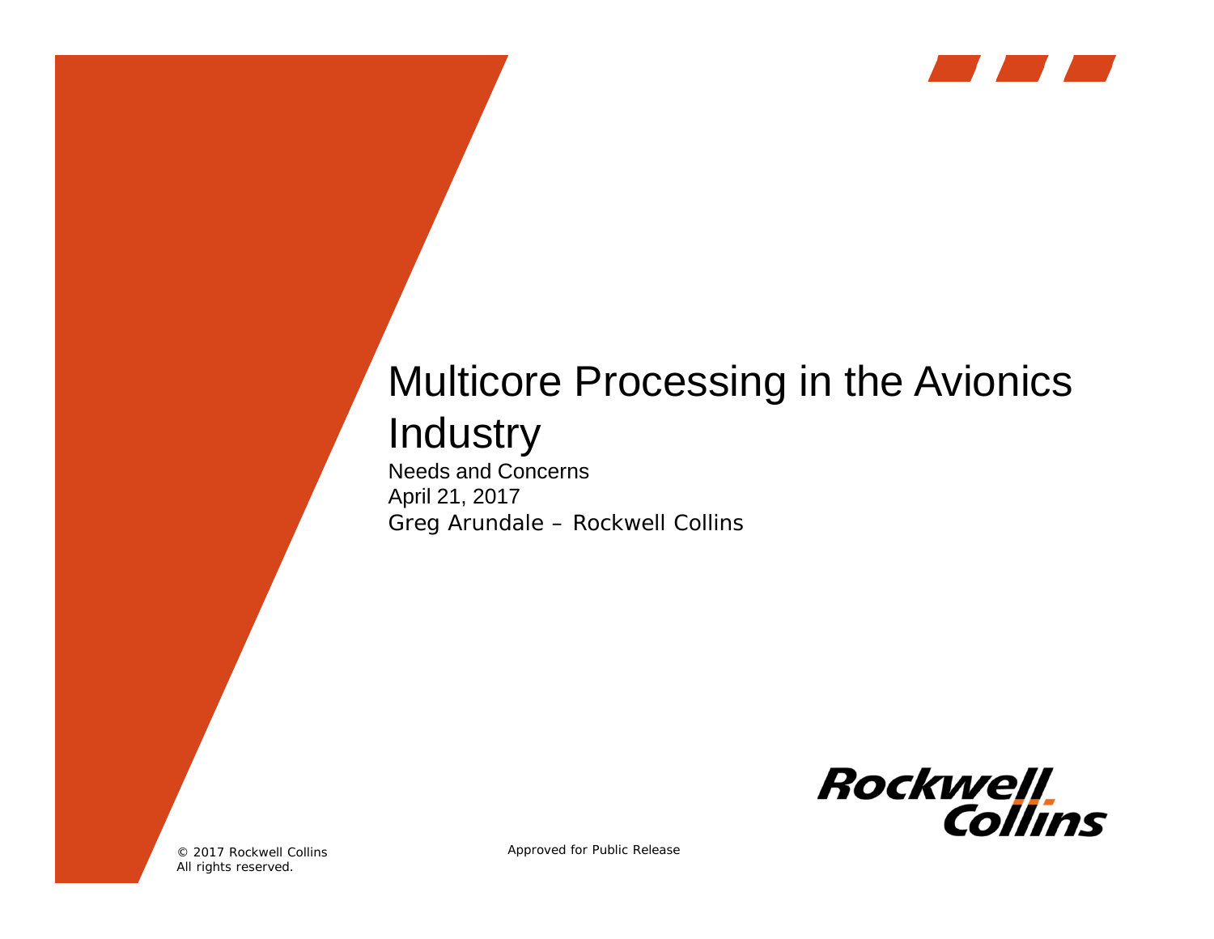# Multicore Processing in the Avionics Industry

Needs and Concerns

April 21, 2017

Greg Arundale – Rockwell Collins

Rockwell Collins

© 2017 Rockwell Collins
All rights reserved.

Approved for Public Release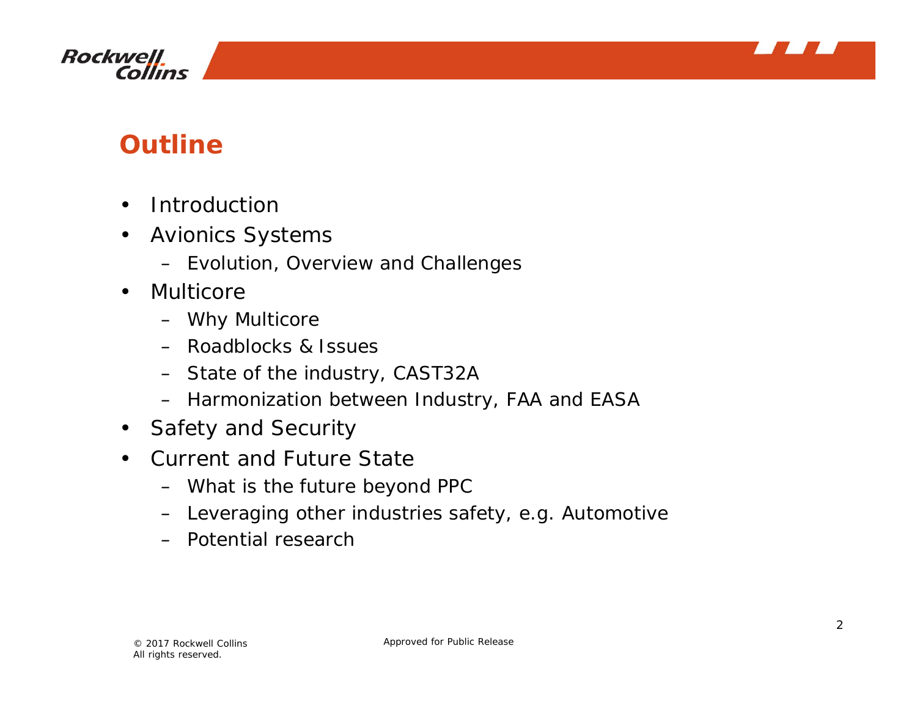# Outline

- Introduction
- Avionics Systems
  - Evolution, Overview and Challenges
- Multicore
  - Why Multicore
  - Roadblocks & Issues
  - State of the industry, CAST32A
  - Harmonization between Industry, FAA and EASA
- Safety and Security
- Current and Future State
  - What is the future beyond PPC
  - Leveraging other industries safety, e.g. Automotive
  - Potential research

© 2017 Rockwell Collins
All rights reserved.

Approved for Public Release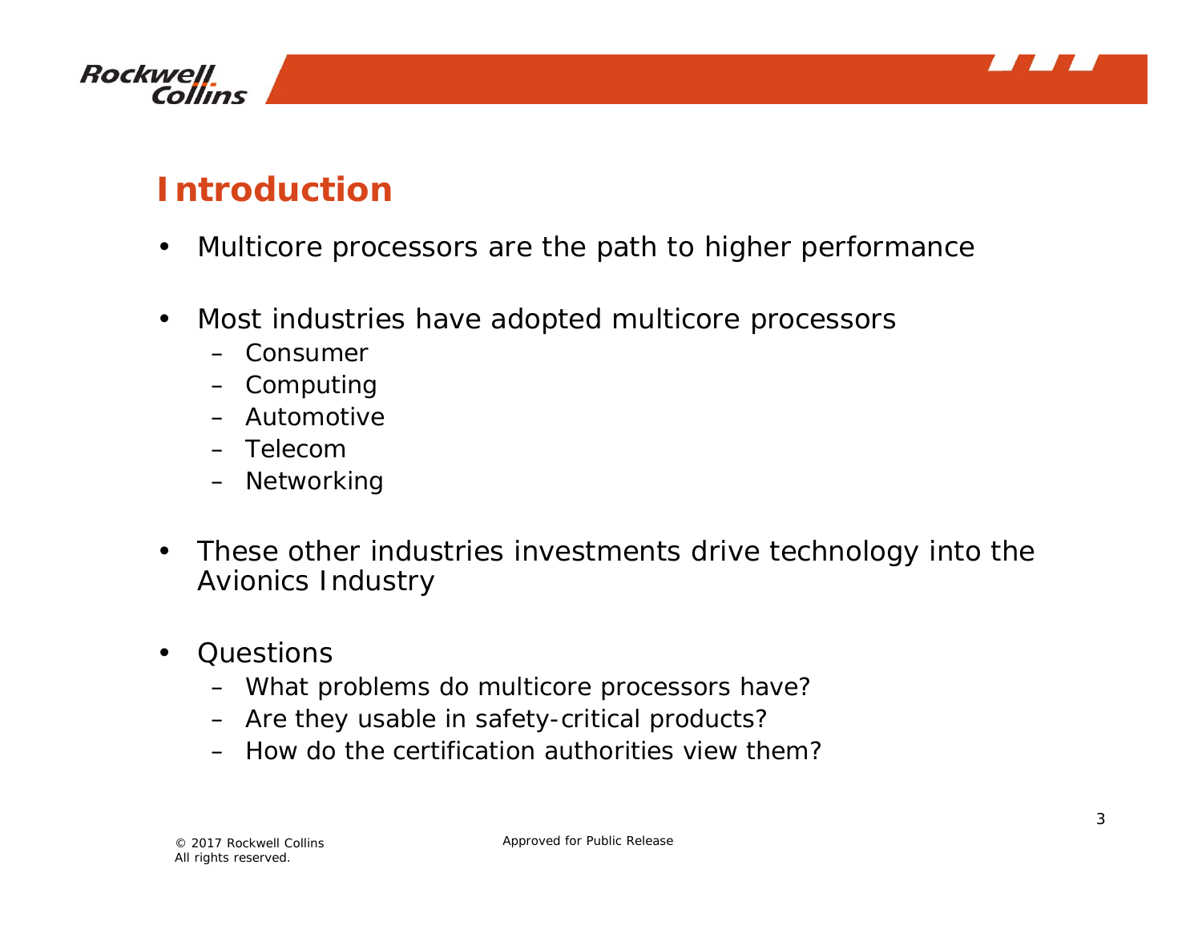## Introduction

- Multicore processors are the path to higher performance

- Most industries have adopted multicore processors
  - Consumer
  - Computing
  - Automotive
  - Telecom
  - Networking

- These other industries investments drive technology into the Avionics Industry

- Questions
  - What problems do multicore processors have?
  - Are they usable in safety-critical products?
  - How do the certification authorities view them?

© 2017 Rockwell Collins
All rights reserved.

Approved for Public Release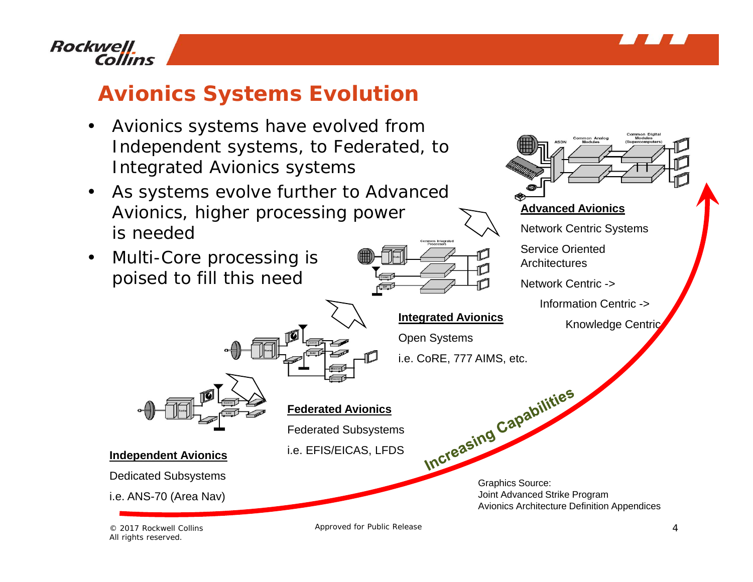# Avionics Systems Evolution

- Avionics systems have evolved from Independent systems, to Federated, to Integrated Avionics systems
- As systems evolve further to Advanced Avionics, higher processing power is needed
- Multi-Core processing is poised to fill this need

**Advanced Avionics**

Network Centric Systems

Service Oriented Architectures

Network Centric ->

Information Centric ->

Knowledge Centric

**Integrated Avionics**

Open Systems

i.e. CoRE, 777 AIMS, etc.

**Federated Avionics**

Federated Subsystems

i.e. EFIS/EICAS, LFDS

**Independent Avionics**

Dedicated Subsystems

i.e. ANS-70 (Area Nav)

Increasing Capabilities

Graphics Source:
Joint Advanced Strike Program
Avionics Architecture Definition Appendices

© 2017 Rockwell Collins
All rights reserved.

Approved for Public Release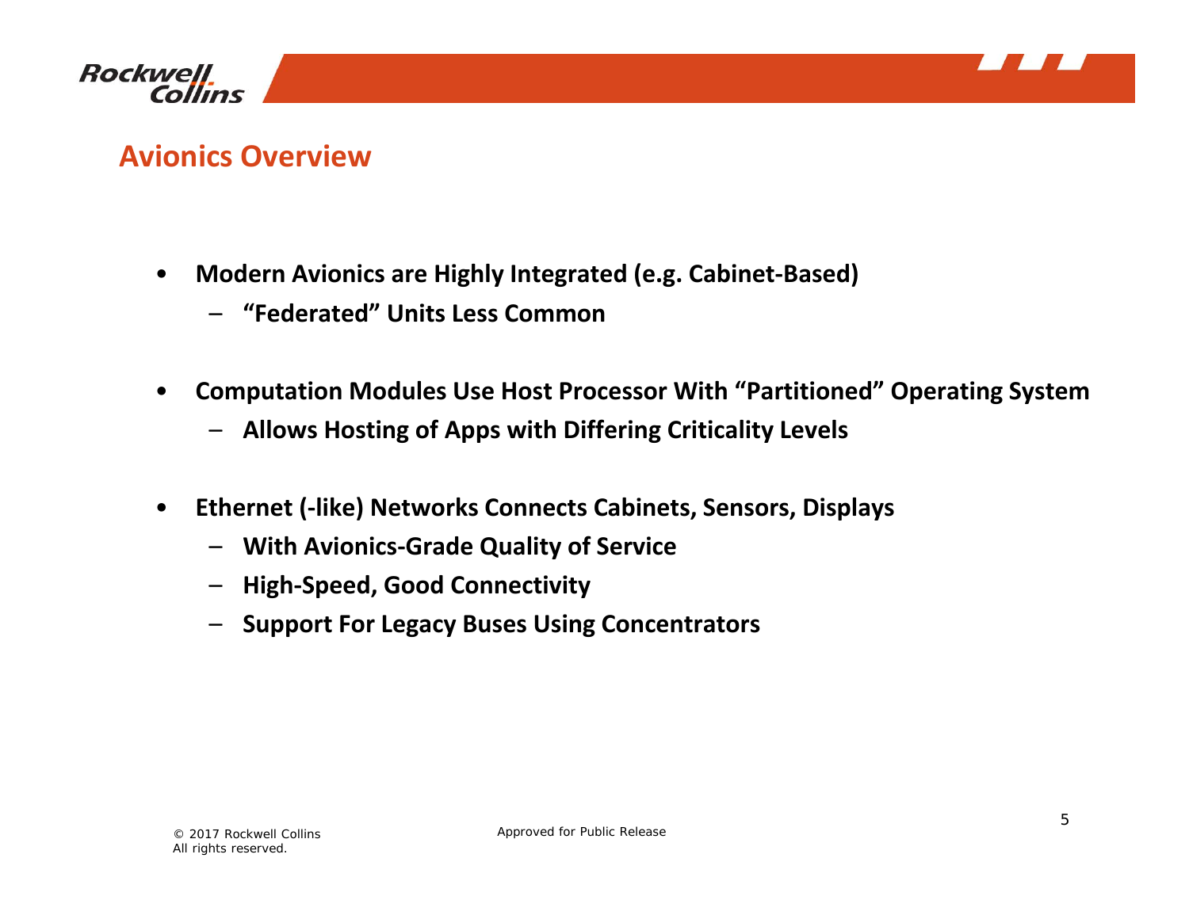## Avionics Overview

- **Modern Avionics are Highly Integrated (e.g. Cabinet-Based)**
  - **“Federated” Units Less Common**
- **Computation Modules Use Host Processor With “Partitioned” Operating System**
  - **Allows Hosting of Apps with Differing Criticality Levels**
- **Ethernet (-like) Networks Connects Cabinets, Sensors, Displays**
  - **With Avionics-Grade Quality of Service**
  - **High-Speed, Good Connectivity**
  - **Support For Legacy Buses Using Concentrators**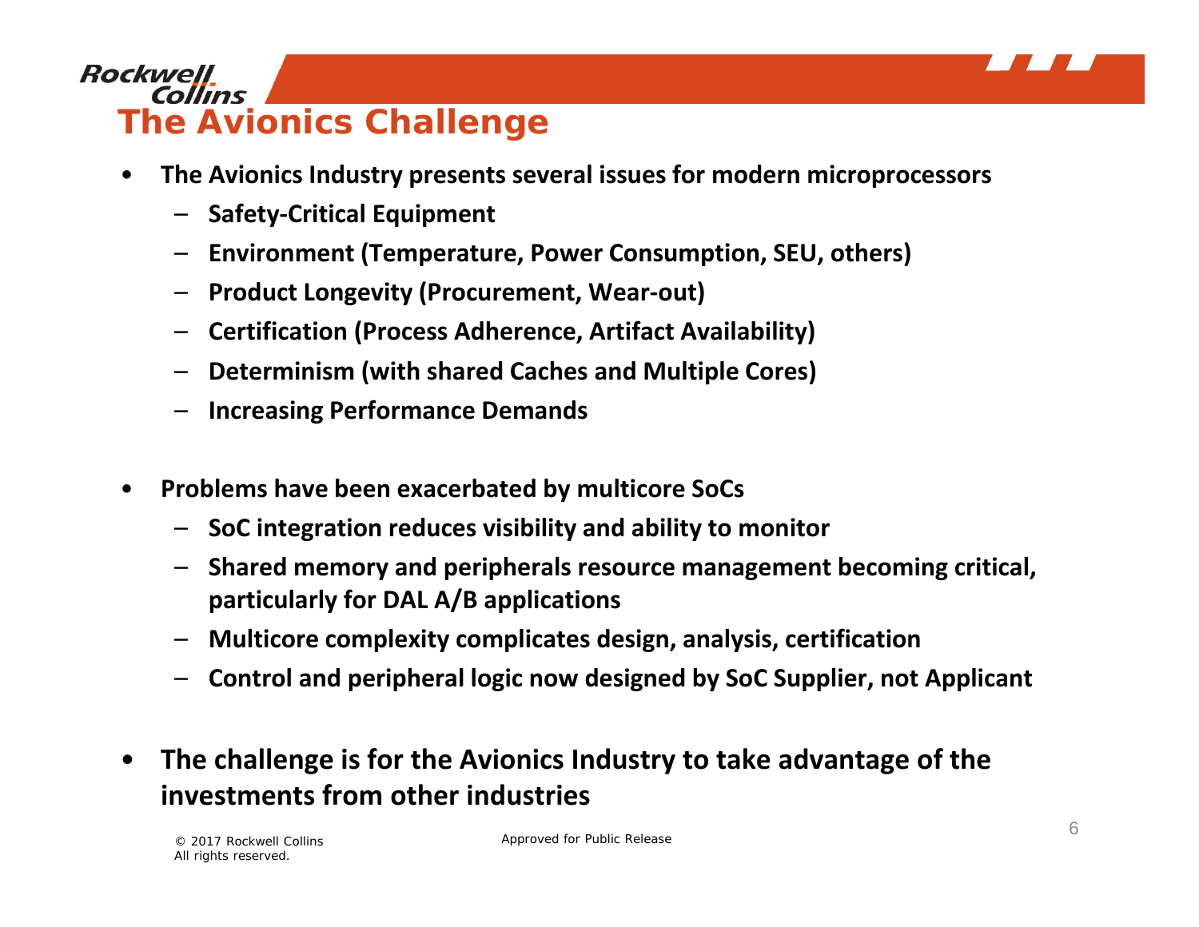# The Avionics Challenge

- The Avionics Industry presents several issues for modern microprocessors
  - Safety-Critical Equipment
  - Environment (Temperature, Power Consumption, SEU, others)
  - Product Longevity (Procurement, Wear-out)
  - Certification (Process Adherence, Artifact Availability)
  - Determinism (with shared Caches and Multiple Cores)
  - Increasing Performance Demands

- Problems have been exacerbated by multicore SoCs
  - SoC integration reduces visibility and ability to monitor
  - Shared memory and peripherals resource management becoming critical, particularly for DAL A/B applications
  - Multicore complexity complicates design, analysis, certification
  - Control and peripheral logic now designed by SoC Supplier, not Applicant

- The challenge is for the Avionics Industry to take advantage of the investments from other industries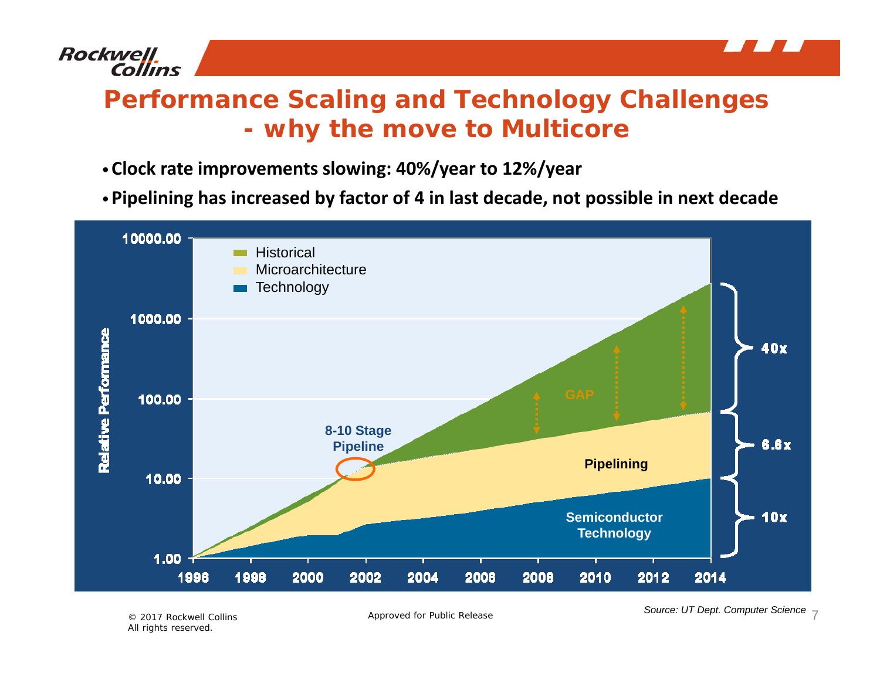# Performance Scaling and Technology Challenges - why the move to Multicore

- **Clock rate improvements slowing: 40%/year to 12%/year**
- **Pipelining has increased by factor of 4 in last decade, not possible in next decade**

*Source: UT Dept. Computer Science*

© 2017 Rockwell Collins
All rights reserved.

Approved for Public Release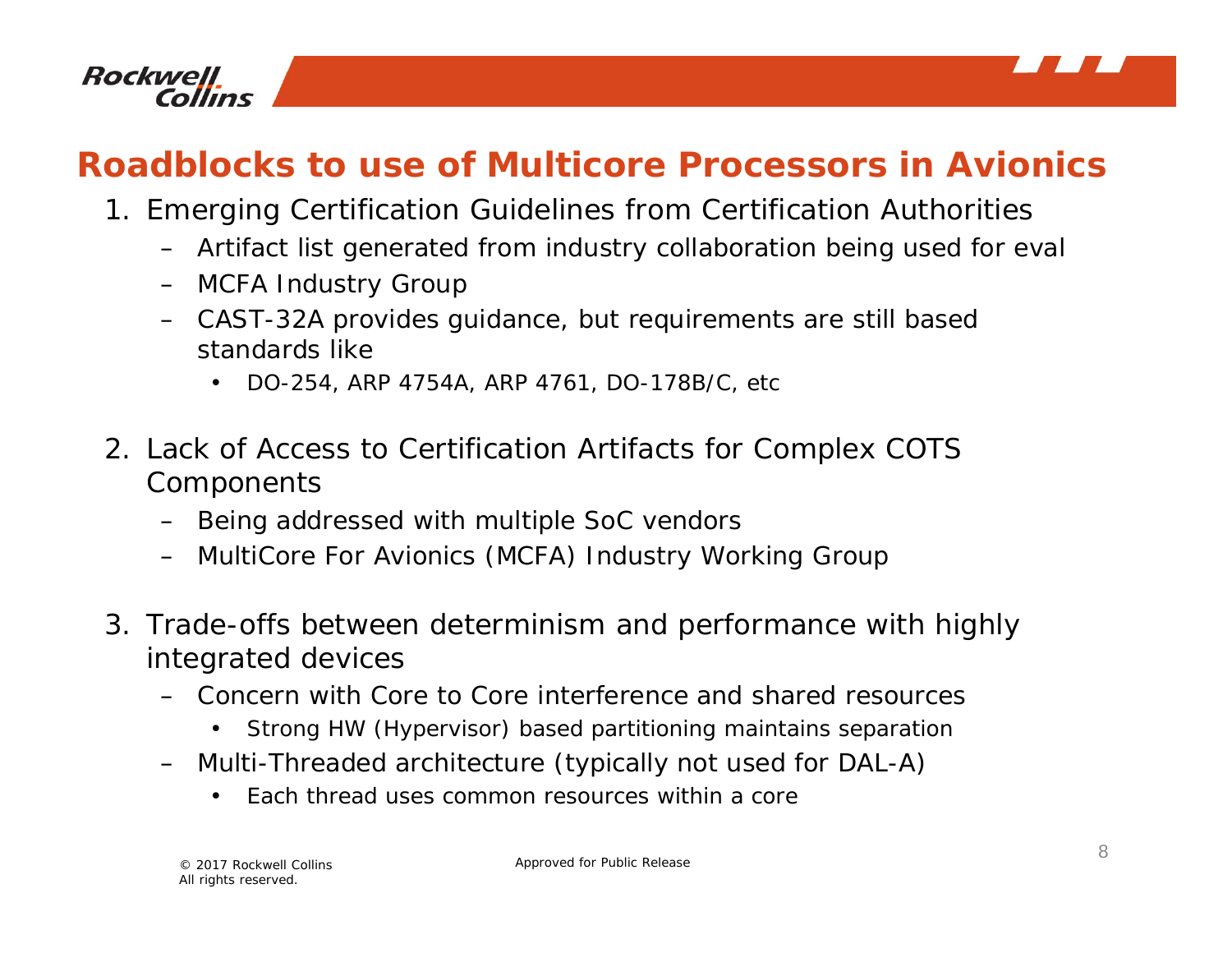# Roadblocks to use of Multicore Processors in Avionics

1. Emerging Certification Guidelines from Certification Authorities
   - Artifact list generated from industry collaboration being used for eval
   - MCFA Industry Group
   - CAST-32A provides guidance, but requirements are still based standards like
     - DO-254, ARP 4754A, ARP 4761, DO-178B/C, etc

2. Lack of Access to Certification Artifacts for Complex COTS Components
   - Being addressed with multiple SoC vendors
   - MultiCore For Avionics (MCFA) Industry Working Group

3. Trade-offs between determinism and performance with highly integrated devices
   - Concern with Core to Core interference and shared resources
     - Strong HW (Hypervisor) based partitioning maintains separation
   - Multi-Threaded architecture (typically not used for DAL-A)
     - Each thread uses common resources within a core

© 2017 Rockwell Collins
All rights reserved.

Approved for Public Release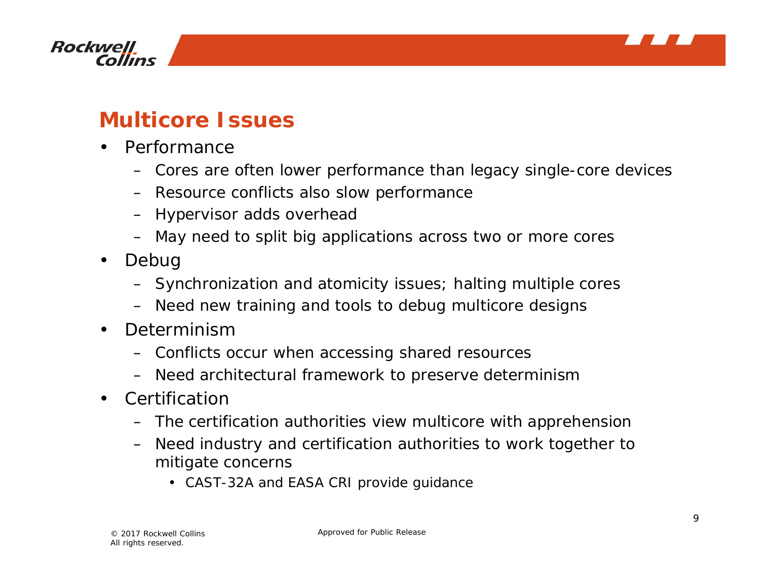## Multicore Issues

- Performance
  - Cores are often lower performance than legacy single-core devices
  - Resource conflicts also slow performance
  - Hypervisor adds overhead
  - May need to split big applications across two or more cores
- Debug
  - Synchronization and atomicity issues; halting multiple cores
  - Need new training and tools to debug multicore designs
- Determinism
  - Conflicts occur when accessing shared resources
  - Need architectural framework to preserve determinism
- Certification
  - The certification authorities view multicore with apprehension
  - Need industry and certification authorities to work together to mitigate concerns
    - CAST-32A and EASA CRI provide guidance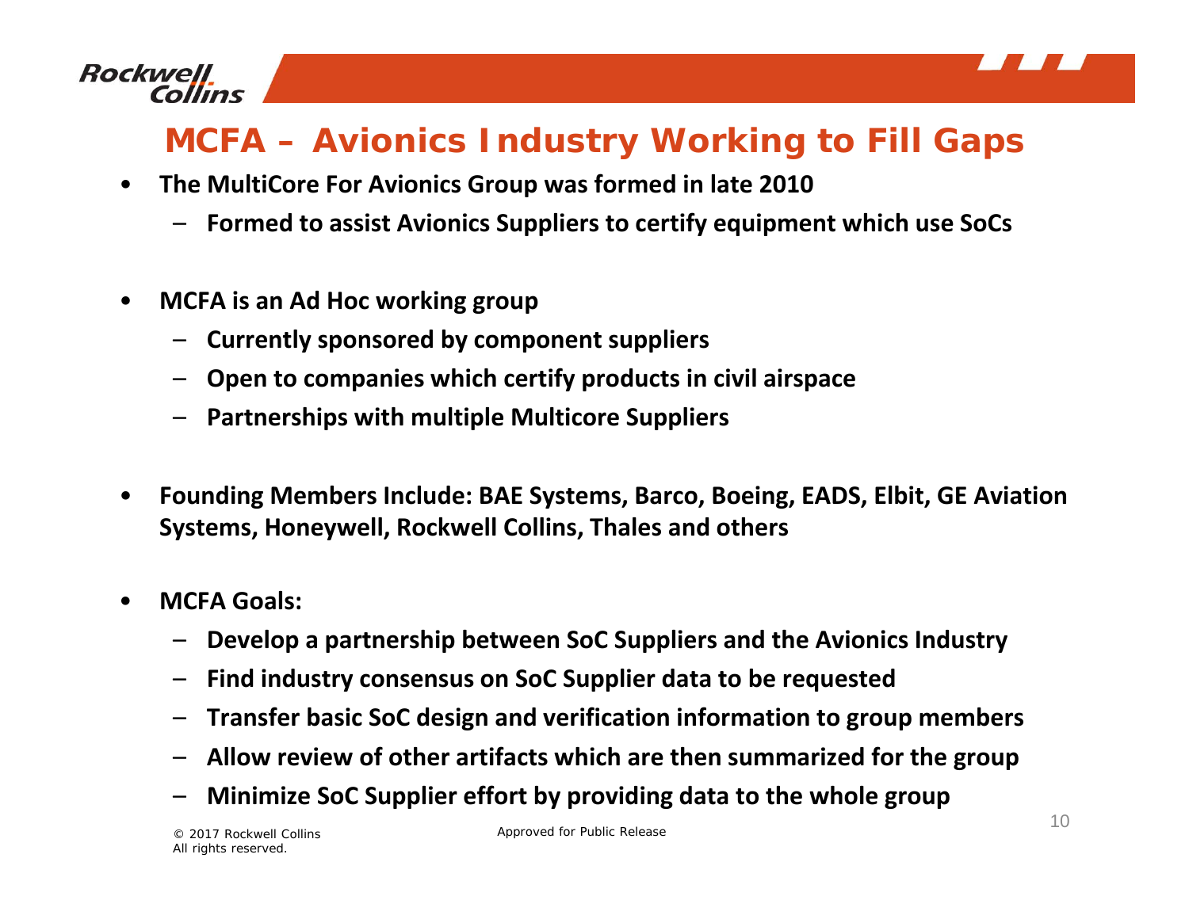# MCFA – Avionics Industry Working to Fill Gaps

- **The MultiCore For Avionics Group was formed in late 2010**
  - **Formed to assist Avionics Suppliers to certify equipment which use SoCs**
- **MCFA is an Ad Hoc working group**
  - **Currently sponsored by component suppliers**
  - **Open to companies which certify products in civil airspace**
  - **Partnerships with multiple Multicore Suppliers**
- **Founding Members Include: BAE Systems, Barco, Boeing, EADS, Elbit, GE Aviation Systems, Honeywell, Rockwell Collins, Thales and others**
- **MCFA Goals:**
  - **Develop a partnership between SoC Suppliers and the Avionics Industry**
  - **Find industry consensus on SoC Supplier data to be requested**
  - **Transfer basic SoC design and verification information to group members**
  - **Allow review of other artifacts which are then summarized for the group**
  - **Minimize SoC Supplier effort by providing data to the whole group**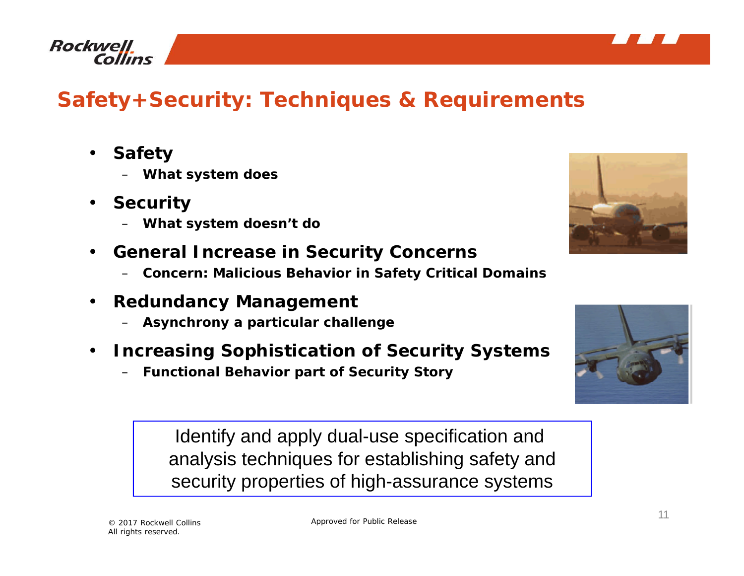# Safety+Security: Techniques & Requirements

- **Safety**
  - **What system does**
- **Security**
  - **What system doesn't do**
- **General Increase in Security Concerns**
  - **Concern: Malicious Behavior in Safety Critical Domains**
- **Redundancy Management**
  - **Asynchrony a particular challenge**
- **Increasing Sophistication of Security Systems**
  - **Functional Behavior part of Security Story**

Identify and apply dual-use specification and analysis techniques for establishing safety and security properties of high-assurance systems

© 2017 Rockwell Collins
All rights reserved.

Approved for Public Release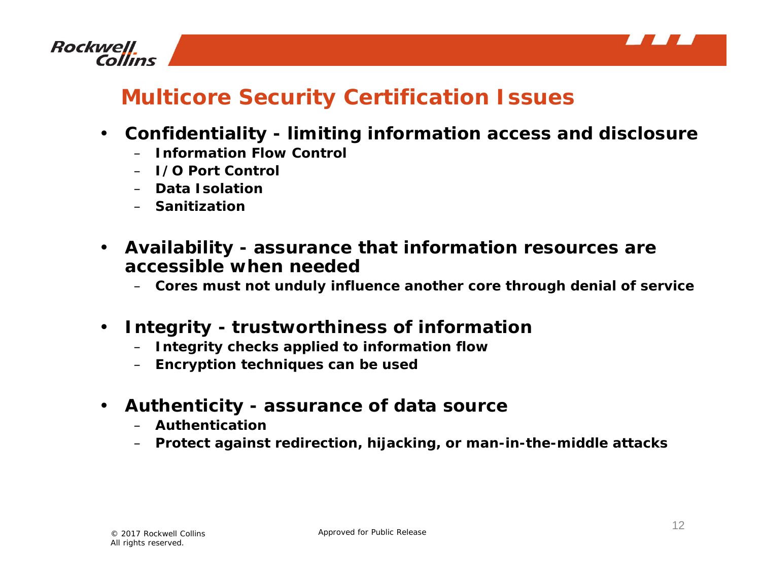# Multicore Security Certification Issues

- **Confidentiality - limiting information access and disclosure**
  - **Information Flow Control**
  - **I/O Port Control**
  - **Data Isolation**
  - **Sanitization**

- **Availability - assurance that information resources are accessible when needed**
  - **Cores must not unduly influence another core through denial of service**

- **Integrity - trustworthiness of information**
  - **Integrity checks applied to information flow**
  - **Encryption techniques can be used**

- **Authenticity - assurance of data source**
  - **Authentication**
  - **Protect against redirection, hijacking, or man-in-the-middle attacks**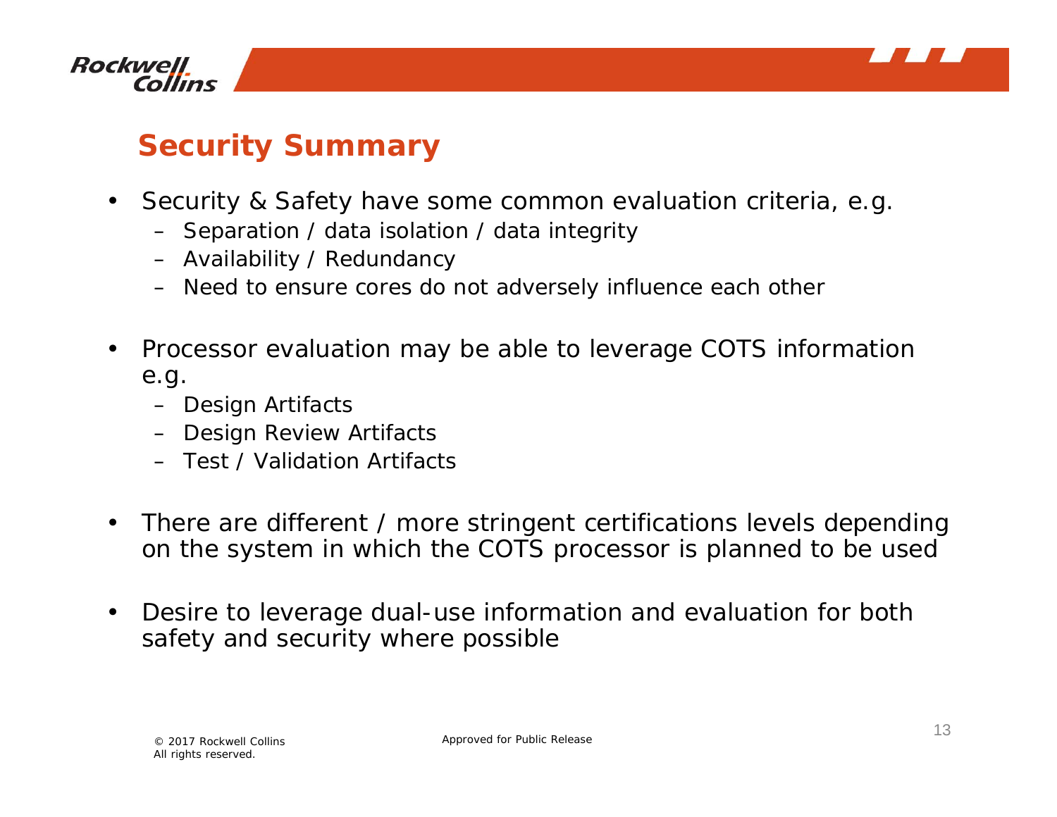## Security Summary

- Security & Safety have some common evaluation criteria, e.g.
  - Separation / data isolation / data integrity
  - Availability / Redundancy
  - Need to ensure cores do not adversely influence each other

- Processor evaluation may be able to leverage COTS information e.g.
  - Design Artifacts
  - Design Review Artifacts
  - Test / Validation Artifacts

- There are different / more stringent certifications levels depending on the system in which the COTS processor is planned to be used

- Desire to leverage dual-use information and evaluation for both safety and security where possible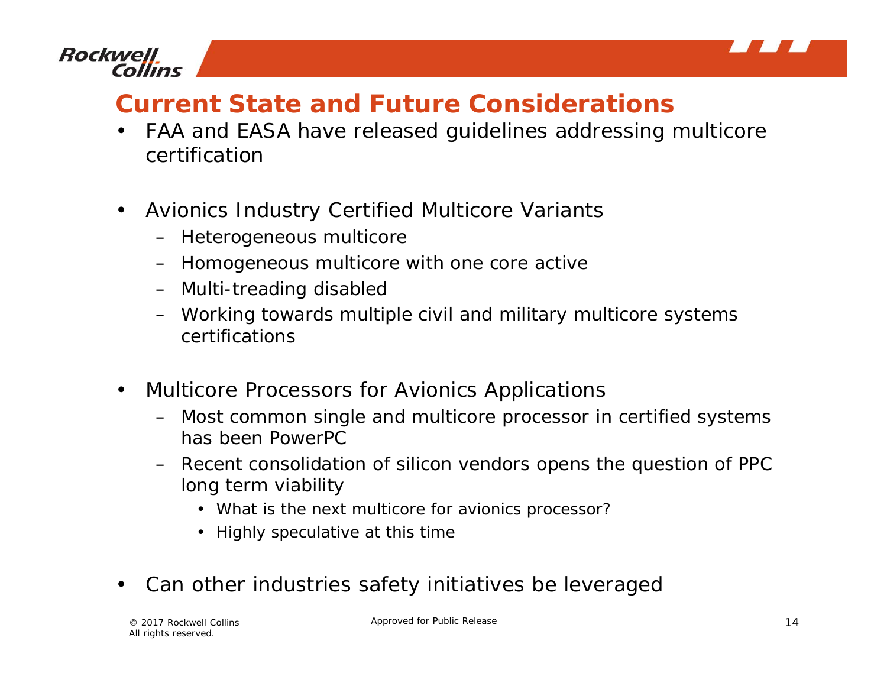# Current State and Future Considerations

- FAA and EASA have released guidelines addressing multicore certification

- Avionics Industry Certified Multicore Variants
  - Heterogeneous multicore
  - Homogeneous multicore with one core active
  - Multi-treading disabled
  - Working towards multiple civil and military multicore systems certifications

- Multicore Processors for Avionics Applications
  - Most common single and multicore processor in certified systems has been PowerPC
  - Recent consolidation of silicon vendors opens the question of PPC long term viability
    - What is the next multicore for avionics processor?
    - Highly speculative at this time

- Can other industries safety initiatives be leveraged

© 2017 Rockwell Collins
All rights reserved.

Approved for Public Release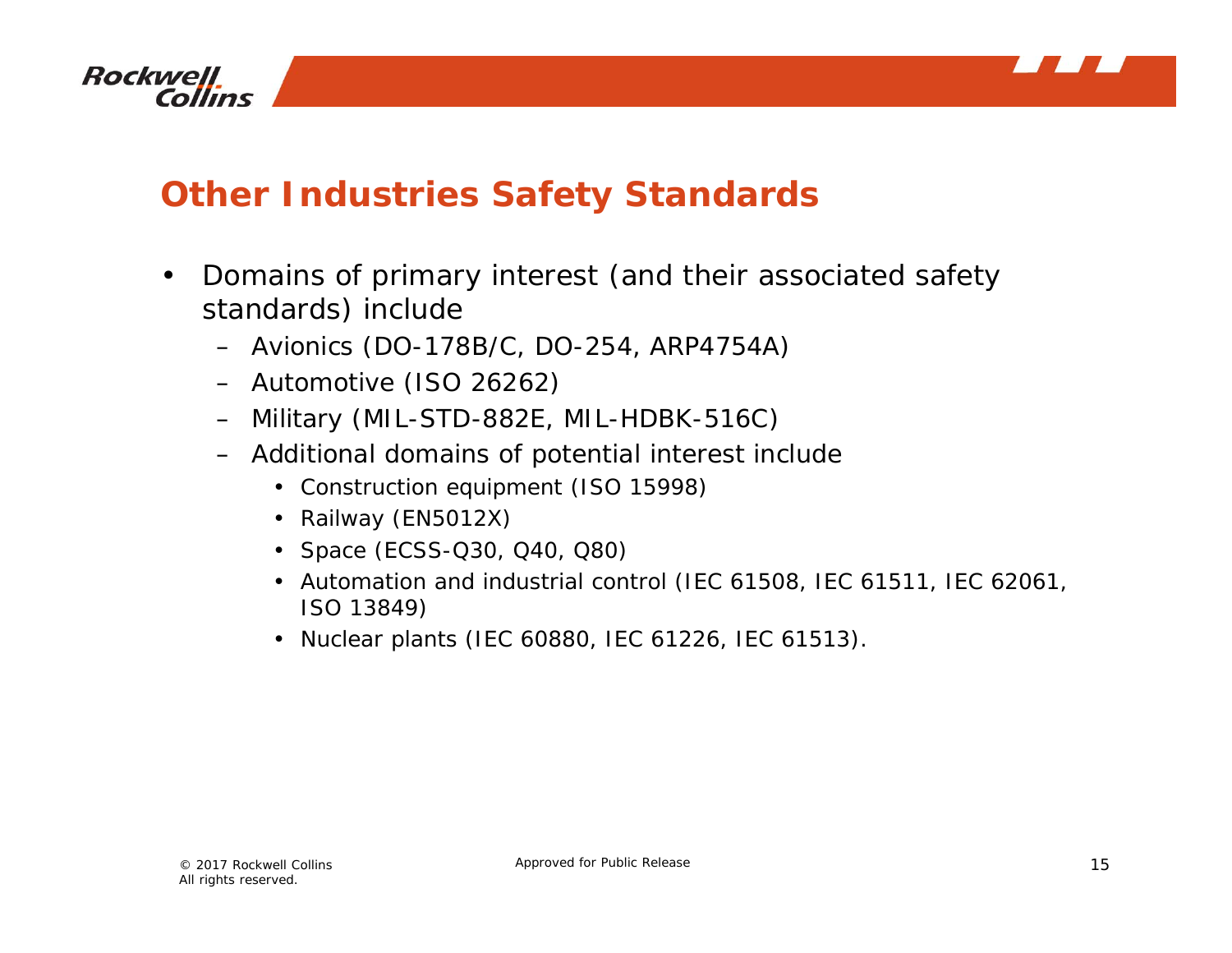## Other Industries Safety Standards

- Domains of primary interest (and their associated safety standards) include
  - Avionics (DO-178B/C, DO-254, ARP4754A)
  - Automotive (ISO 26262)
  - Military (MIL-STD-882E, MIL-HDBK-516C)
  - Additional domains of potential interest include
    - Construction equipment (ISO 15998)
    - Railway (EN5012X)
    - Space (ECSS-Q30, Q40, Q80)
    - Automation and industrial control (IEC 61508, IEC 61511, IEC 62061, ISO 13849)
    - Nuclear plants (IEC 60880, IEC 61226, IEC 61513).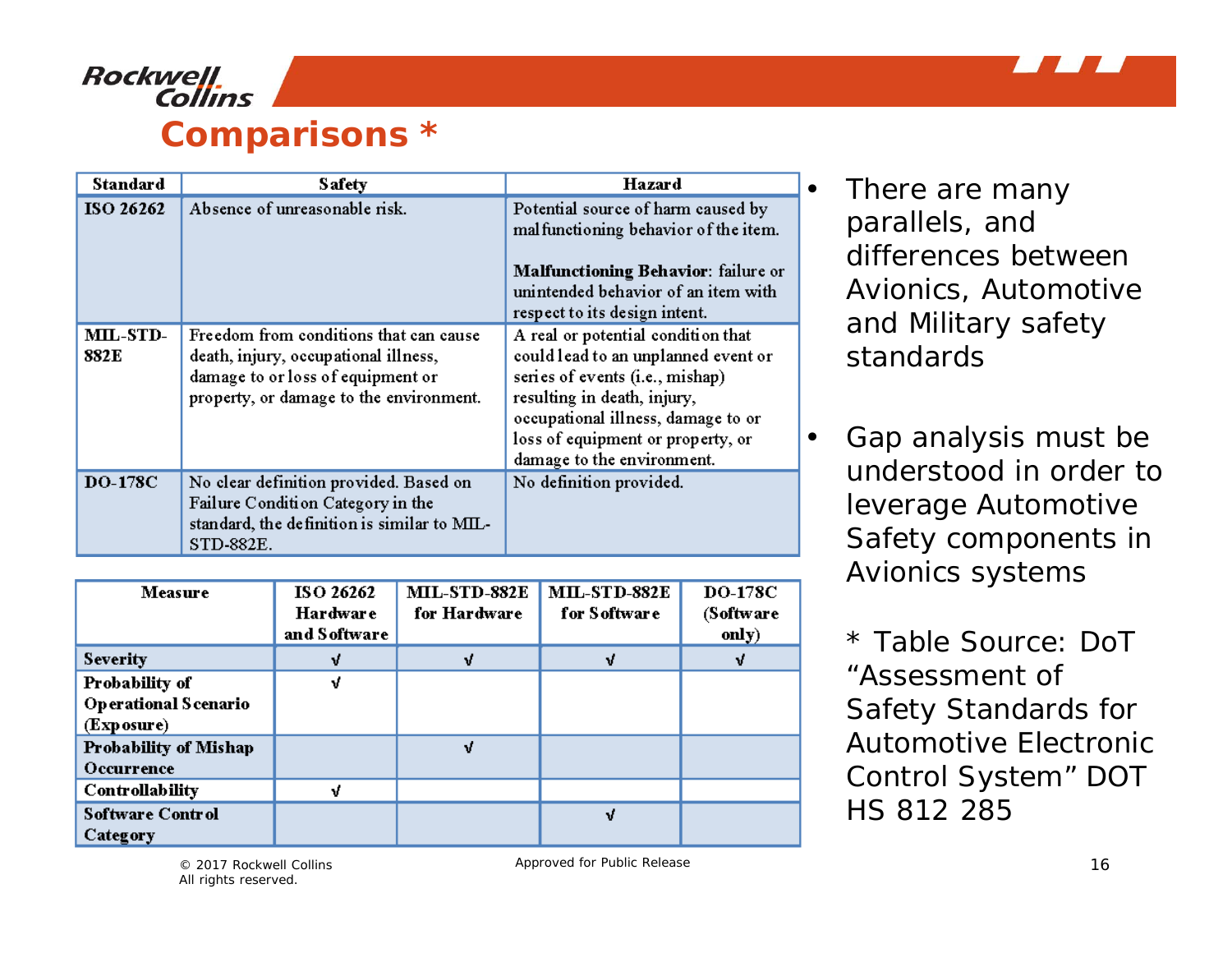# Comparisons *

| Standard | Safety | Hazard |
| --- | --- | --- |
| ISO 26262 | Absence of unreasonable risk. | Potential source of harm caused by malfunctioning behavior of the item.<br><br>**Malfunctioning Behavior**: failure or unintended behavior of an item with respect to its design intent. |
| MIL-STD-882E | Freedom from conditions that can cause death, injury, occupational illness, damage to or loss of equipment or property, or damage to the environment. | A real or potential condition that could lead to an unplanned event or series of events (i.e., mishap) resulting in death, injury, occupational illness, damage to or loss of equipment or property, or damage to the environment. |
| DO-178C | No clear definition provided. Based on Failure Condition Category in the standard, the definition is similar to MIL-STD-882E. | No definition provided. |

| Measure | ISO 26262 Hardware and Software | MIL-STD-882E for Hardware | MIL-STD-882E for Software | DO-178C (Software only) |
| --- | --- | --- | --- | --- |
| Severity | √ | √ | √ | √ |
| Probability of Operational Scenario (Exposure) | √ | | | |
| Probability of Mishap Occurrence | | √ | | |
| Controllability | √ | | | |
| Software Control Category | | | √ | |

- There are many parallels, and differences between Avionics, Automotive and Military safety standards
- Gap analysis must be understood in order to leverage Automotive Safety components in Avionics systems

\* Table Source: DoT "Assessment of Safety Standards for Automotive Electronic Control System" DOT HS 812 285

© 2017 Rockwell Collins
All rights reserved.

Approved for Public Release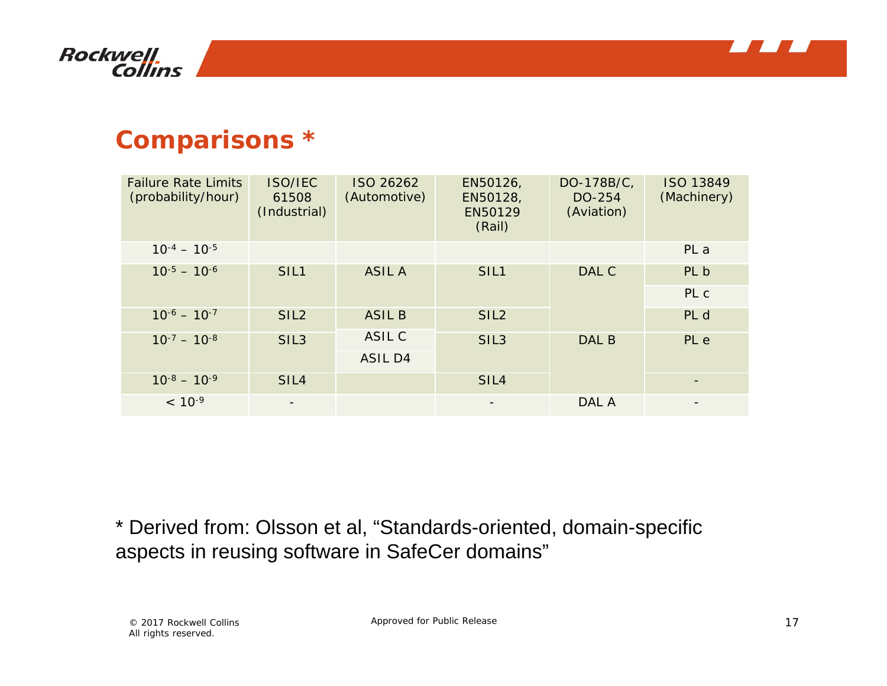# Comparisons *

| Failure Rate Limits (probability/hour) | ISO/IEC 61508 (Industrial) | ISO 26262 (Automotive) | EN50126, EN50128, EN50129 (Rail) | DO-178B/C, DO-254 (Aviation) | ISO 13849 (Machinery) |
|---|---|---|---|---|---|
| $10^{-4}$ – $10^{-5}$ | | | | | PL a |
| $10^{-5}$ – $10^{-6}$ | SIL1 | ASIL A | SIL1 | DAL C | PL b |
| | | | | | PL c |
| $10^{-6}$ – $10^{-7}$ | SIL2 | ASIL B | SIL2 | | PL d |
| $10^{-7}$ – $10^{-8}$ | SIL3 | ASIL C | SIL3 | DAL B | PL e |
| | | ASIL D4 | | | |
| $10^{-8}$ – $10^{-9}$ | SIL4 | | SIL4 | | - |
| $< 10^{-9}$ | - | | - | DAL A | - |

* Derived from: Olsson et al, “Standards-oriented, domain-specific aspects in reusing software in SafeCer domains”

© 2017 Rockwell Collins
All rights reserved.

Approved for Public Release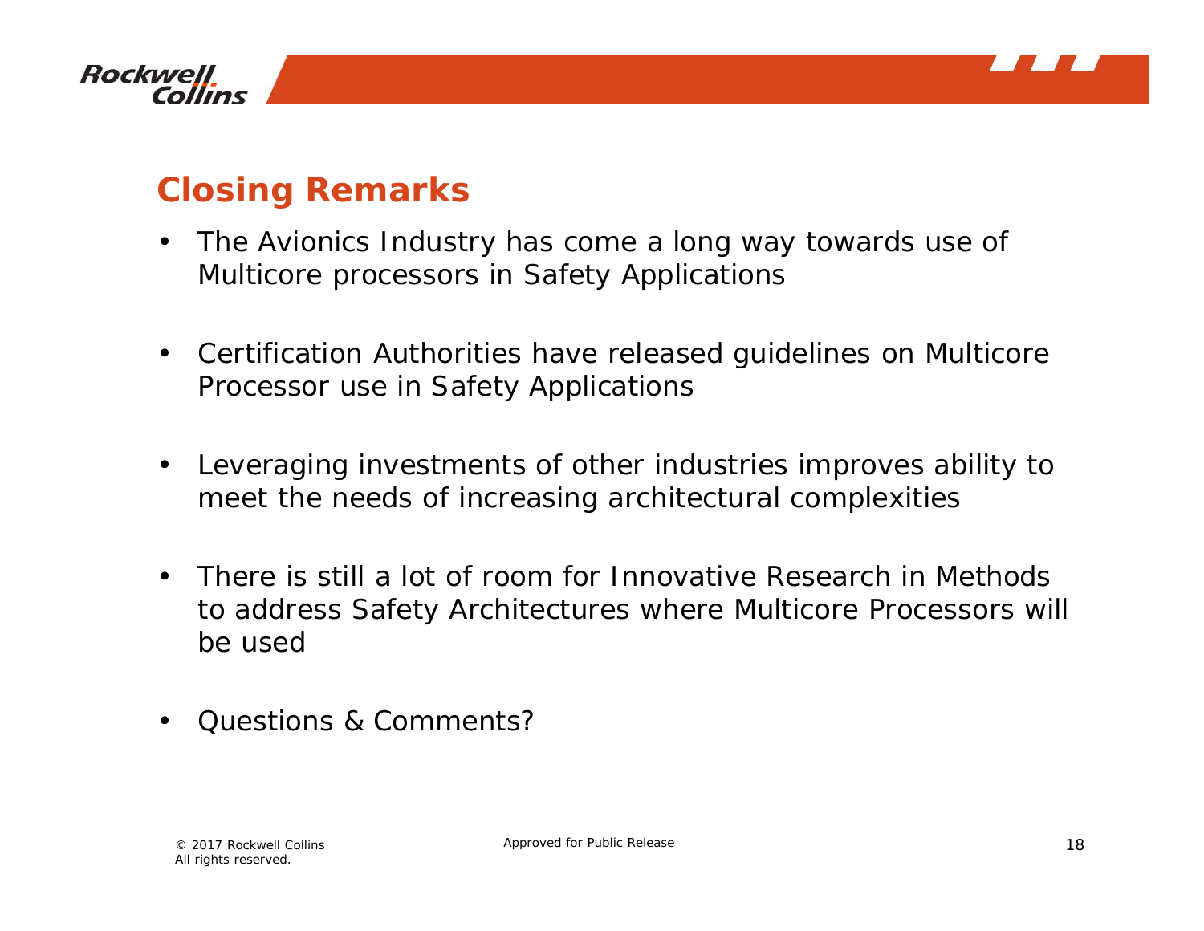## Closing Remarks

- The Avionics Industry has come a long way towards use of Multicore processors in Safety Applications
- Certification Authorities have released guidelines on Multicore Processor use in Safety Applications
- Leveraging investments of other industries improves ability to meet the needs of increasing architectural complexities
- There is still a lot of room for Innovative Research in Methods to address Safety Architectures where Multicore Processors will be used
- Questions & Comments?